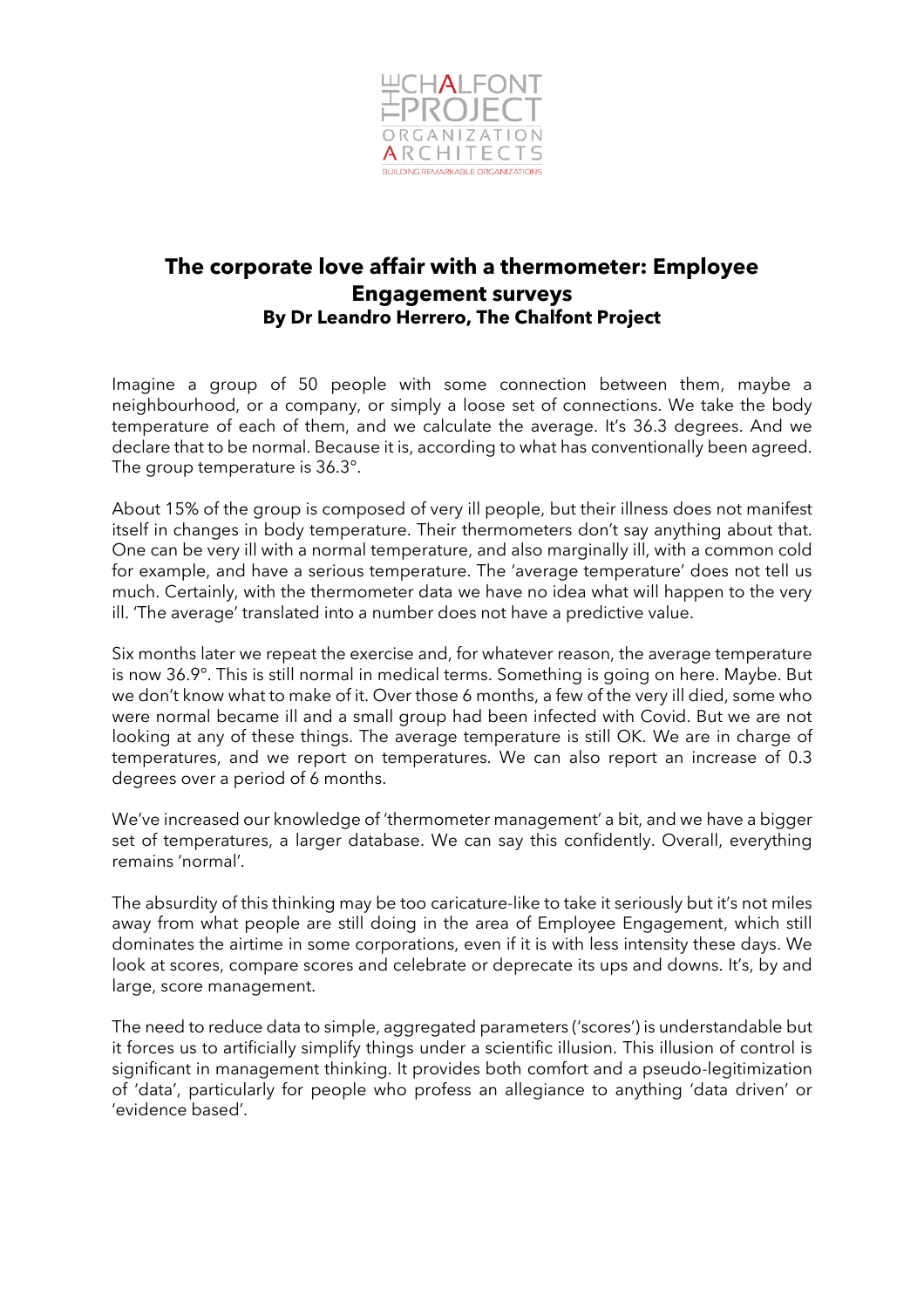# The corporate love affair with a thermometer: Employee Engagement surveys

**By Dr Leandro Herrero, The Chalfont Project**

Imagine a group of 50 people with some connection between them, maybe a neighbourhood, or a company, or simply a loose set of connections. We take the body temperature of each of them, and we calculate the average. It's 36.3 degrees. And we declare that to be normal. Because it is, according to what has conventionally been agreed. The group temperature is 36.3°.

About 15% of the group is composed of very ill people, but their illness does not manifest itself in changes in body temperature. Their thermometers don't say anything about that. One can be very ill with a normal temperature, and also marginally ill, with a common cold for example, and have a serious temperature. The 'average temperature' does not tell us much. Certainly, with the thermometer data we have no idea what will happen to the very ill. 'The average' translated into a number does not have a predictive value.

Six months later we repeat the exercise and, for whatever reason, the average temperature is now 36.9°. This is still normal in medical terms. Something is going on here. Maybe. But we don't know what to make of it. Over those 6 months, a few of the very ill died, some who were normal became ill and a small group had been infected with Covid. But we are not looking at any of these things. The average temperature is still OK. We are in charge of temperatures, and we report on temperatures. We can also report an increase of 0.3 degrees over a period of 6 months.

We've increased our knowledge of 'thermometer management' a bit, and we have a bigger set of temperatures, a larger database. We can say this confidently. Overall, everything remains 'normal'.

The absurdity of this thinking may be too caricature-like to take it seriously but it's not miles away from what people are still doing in the area of Employee Engagement, which still dominates the airtime in some corporations, even if it is with less intensity these days. We look at scores, compare scores and celebrate or deprecate its ups and downs. It's, by and large, score management.

The need to reduce data to simple, aggregated parameters ('scores') is understandable but it forces us to artificially simplify things under a scientific illusion. This illusion of control is significant in management thinking. It provides both comfort and a pseudo-legitimization of 'data', particularly for people who profess an allegiance to anything 'data driven' or 'evidence based'.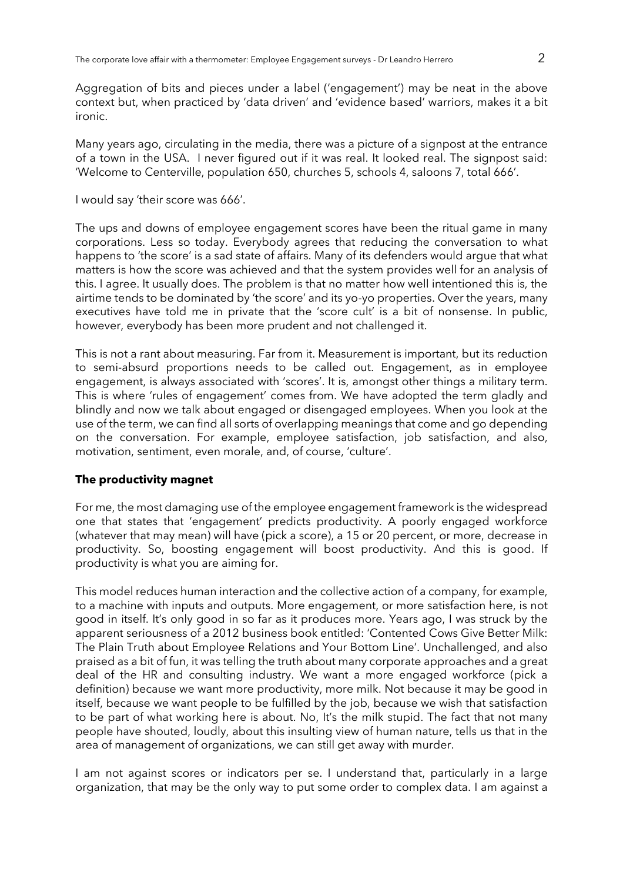Aggregation of bits and pieces under a label ('engagement') may be neat in the above context but, when practiced by 'data driven' and 'evidence based' warriors, makes it a bit ironic.

Many years ago, circulating in the media, there was a picture of a signpost at the entrance of a town in the USA. I never figured out if it was real. It looked real. The signpost said: 'Welcome to Centerville, population 650, churches 5, schools 4, saloons 7, total 666'.

I would say 'their score was 666'.

The ups and downs of employee engagement scores have been the ritual game in many corporations. Less so today. Everybody agrees that reducing the conversation to what happens to 'the score' is a sad state of affairs. Many of its defenders would argue that what matters is how the score was achieved and that the system provides well for an analysis of this. I agree. It usually does. The problem is that no matter how well intentioned this is, the airtime tends to be dominated by 'the score' and its yo-yo properties. Over the years, many executives have told me in private that the 'score cult' is a bit of nonsense. In public, however, everybody has been more prudent and not challenged it.

This is not a rant about measuring. Far from it. Measurement is important, but its reduction to semi-absurd proportions needs to be called out. Engagement, as in employee engagement, is always associated with 'scores'. It is, amongst other things a military term. This is where 'rules of engagement' comes from. We have adopted the term gladly and blindly and now we talk about engaged or disengaged employees. When you look at the use of the term, we can find all sorts of overlapping meanings that come and go depending on the conversation. For example, employee satisfaction, job satisfaction, and also, motivation, sentiment, even morale, and, of course, 'culture'.

**The productivity magnet**

For me, the most damaging use of the employee engagement framework is the widespread one that states that 'engagement' predicts productivity. A poorly engaged workforce (whatever that may mean) will have (pick a score), a 15 or 20 percent, or more, decrease in productivity. So, boosting engagement will boost productivity. And this is good. If productivity is what you are aiming for.

This model reduces human interaction and the collective action of a company, for example, to a machine with inputs and outputs. More engagement, or more satisfaction here, is not good in itself. It's only good in so far as it produces more. Years ago, I was struck by the apparent seriousness of a 2012 business book entitled: 'Contented Cows Give Better Milk: The Plain Truth about Employee Relations and Your Bottom Line'. Unchallenged, and also praised as a bit of fun, it was telling the truth about many corporate approaches and a great deal of the HR and consulting industry. We want a more engaged workforce (pick a definition) because we want more productivity, more milk. Not because it may be good in itself, because we want people to be fulfilled by the job, because we wish that satisfaction to be part of what working here is about. No, It's the milk stupid. The fact that not many people have shouted, loudly, about this insulting view of human nature, tells us that in the area of management of organizations, we can still get away with murder.

I am not against scores or indicators per se. I understand that, particularly in a large organization, that may be the only way to put some order to complex data. I am against a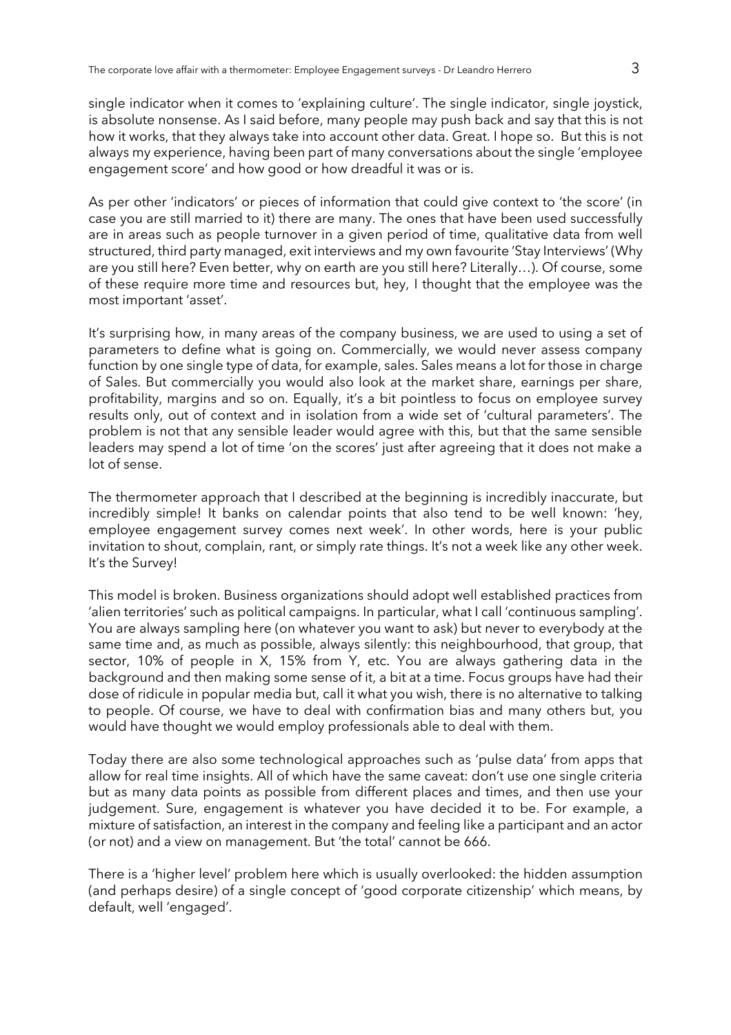single indicator when it comes to 'explaining culture'. The single indicator, single joystick, is absolute nonsense. As I said before, many people may push back and say that this is not how it works, that they always take into account other data. Great. I hope so. But this is not always my experience, having been part of many conversations about the single 'employee engagement score' and how good or how dreadful it was or is.

As per other 'indicators' or pieces of information that could give context to 'the score' (in case you are still married to it) there are many. The ones that have been used successfully are in areas such as people turnover in a given period of time, qualitative data from well structured, third party managed, exit interviews and my own favourite 'Stay Interviews' (Why are you still here? Even better, why on earth are you still here? Literally…). Of course, some of these require more time and resources but, hey, I thought that the employee was the most important 'asset'.

It's surprising how, in many areas of the company business, we are used to using a set of parameters to define what is going on. Commercially, we would never assess company function by one single type of data, for example, sales. Sales means a lot for those in charge of Sales. But commercially you would also look at the market share, earnings per share, profitability, margins and so on. Equally, it's a bit pointless to focus on employee survey results only, out of context and in isolation from a wide set of 'cultural parameters'. The problem is not that any sensible leader would agree with this, but that the same sensible leaders may spend a lot of time 'on the scores' just after agreeing that it does not make a lot of sense.

The thermometer approach that I described at the beginning is incredibly inaccurate, but incredibly simple! It banks on calendar points that also tend to be well known: 'hey, employee engagement survey comes next week'. In other words, here is your public invitation to shout, complain, rant, or simply rate things. It's not a week like any other week. It's the Survey!

This model is broken. Business organizations should adopt well established practices from 'alien territories' such as political campaigns. In particular, what I call 'continuous sampling'. You are always sampling here (on whatever you want to ask) but never to everybody at the same time and, as much as possible, always silently: this neighbourhood, that group, that sector, 10% of people in X, 15% from Y, etc. You are always gathering data in the background and then making some sense of it, a bit at a time. Focus groups have had their dose of ridicule in popular media but, call it what you wish, there is no alternative to talking to people. Of course, we have to deal with confirmation bias and many others but, you would have thought we would employ professionals able to deal with them.

Today there are also some technological approaches such as 'pulse data' from apps that allow for real time insights. All of which have the same caveat: don't use one single criteria but as many data points as possible from different places and times, and then use your judgement. Sure, engagement is whatever you have decided it to be. For example, a mixture of satisfaction, an interest in the company and feeling like a participant and an actor (or not) and a view on management. But 'the total' cannot be 666.

There is a 'higher level' problem here which is usually overlooked: the hidden assumption (and perhaps desire) of a single concept of 'good corporate citizenship' which means, by default, well 'engaged'.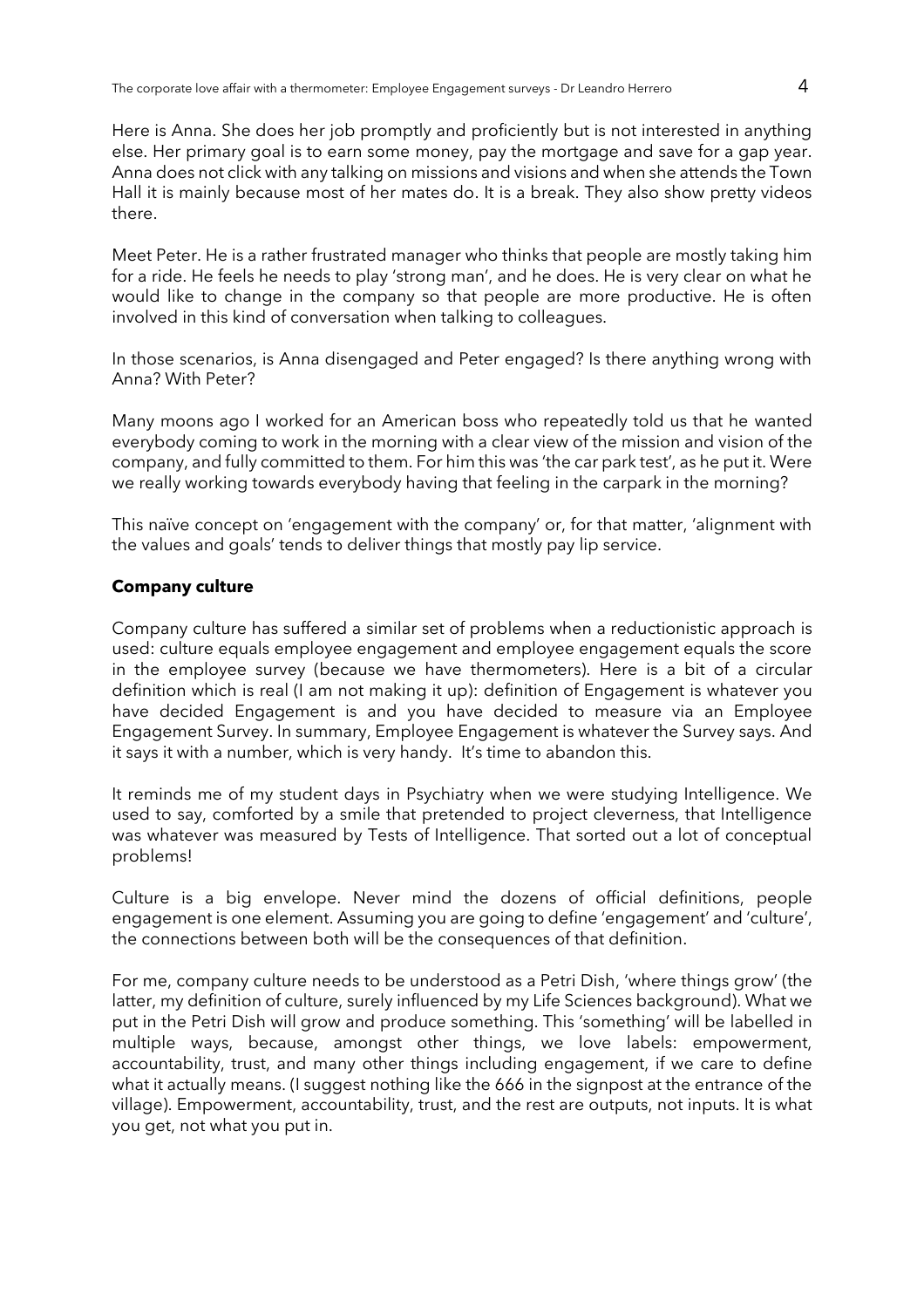Here is Anna. She does her job promptly and proficiently but is not interested in anything else. Her primary goal is to earn some money, pay the mortgage and save for a gap year. Anna does not click with any talking on missions and visions and when she attends the Town Hall it is mainly because most of her mates do. It is a break. They also show pretty videos there.

Meet Peter. He is a rather frustrated manager who thinks that people are mostly taking him for a ride. He feels he needs to play 'strong man', and he does. He is very clear on what he would like to change in the company so that people are more productive. He is often involved in this kind of conversation when talking to colleagues.

In those scenarios, is Anna disengaged and Peter engaged? Is there anything wrong with Anna? With Peter?

Many moons ago I worked for an American boss who repeatedly told us that he wanted everybody coming to work in the morning with a clear view of the mission and vision of the company, and fully committed to them. For him this was 'the car park test', as he put it. Were we really working towards everybody having that feeling in the carpark in the morning?

This naïve concept on 'engagement with the company' or, for that matter, 'alignment with the values and goals' tends to deliver things that mostly pay lip service.

**Company culture**

Company culture has suffered a similar set of problems when a reductionistic approach is used: culture equals employee engagement and employee engagement equals the score in the employee survey (because we have thermometers). Here is a bit of a circular definition which is real (I am not making it up): definition of Engagement is whatever you have decided Engagement is and you have decided to measure via an Employee Engagement Survey. In summary, Employee Engagement is whatever the Survey says. And it says it with a number, which is very handy. It's time to abandon this.

It reminds me of my student days in Psychiatry when we were studying Intelligence. We used to say, comforted by a smile that pretended to project cleverness, that Intelligence was whatever was measured by Tests of Intelligence. That sorted out a lot of conceptual problems!

Culture is a big envelope. Never mind the dozens of official definitions, people engagement is one element. Assuming you are going to define 'engagement' and 'culture', the connections between both will be the consequences of that definition.

For me, company culture needs to be understood as a Petri Dish, 'where things grow' (the latter, my definition of culture, surely influenced by my Life Sciences background). What we put in the Petri Dish will grow and produce something. This 'something' will be labelled in multiple ways, because, amongst other things, we love labels: empowerment, accountability, trust, and many other things including engagement, if we care to define what it actually means. (I suggest nothing like the 666 in the signpost at the entrance of the village). Empowerment, accountability, trust, and the rest are outputs, not inputs. It is what you get, not what you put in.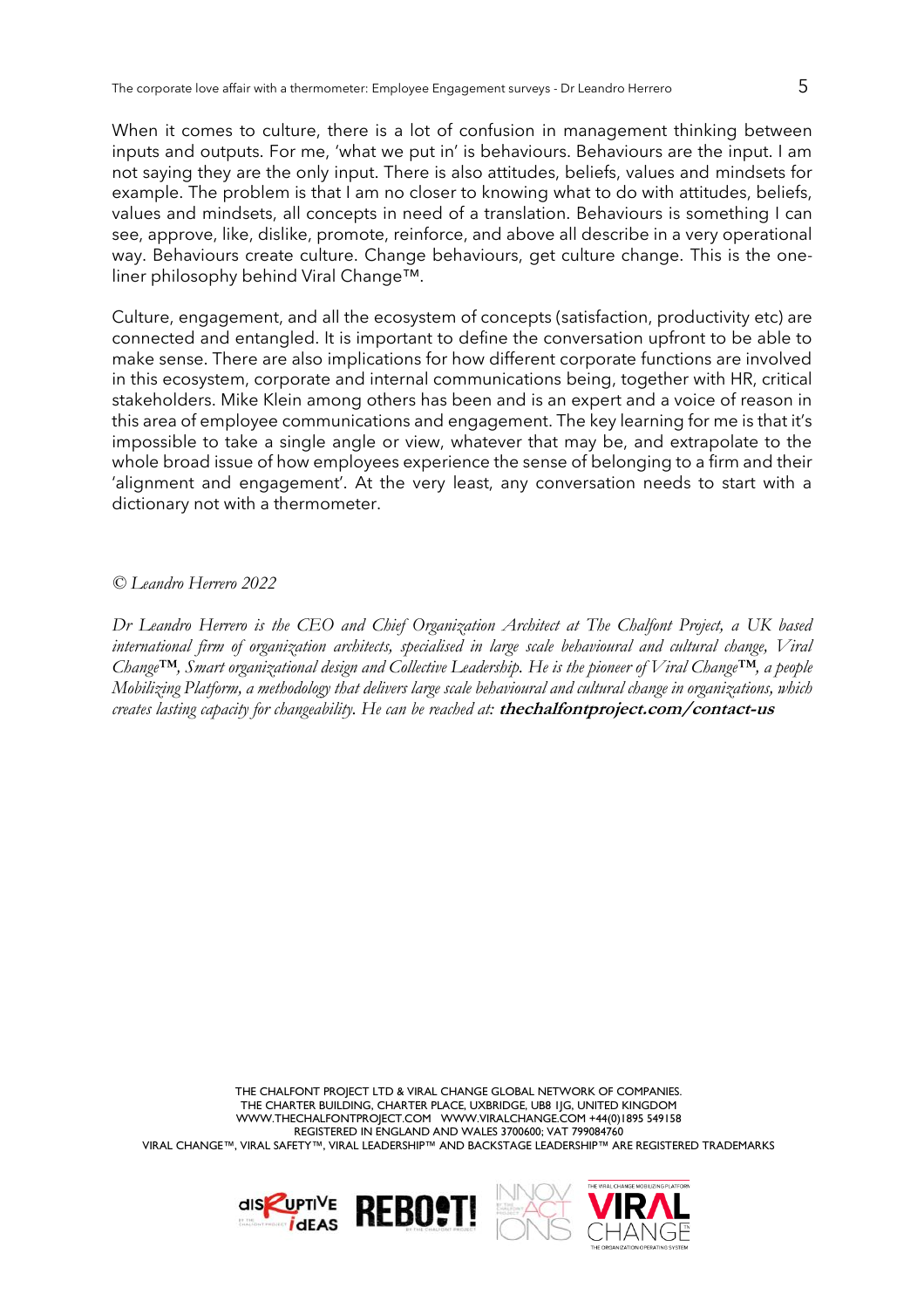When it comes to culture, there is a lot of confusion in management thinking between inputs and outputs. For me, 'what we put in' is behaviours. Behaviours are the input. I am not saying they are the only input. There is also attitudes, beliefs, values and mindsets for example. The problem is that I am no closer to knowing what to do with attitudes, beliefs, values and mindsets, all concepts in need of a translation. Behaviours is something I can see, approve, like, dislike, promote, reinforce, and above all describe in a very operational way. Behaviours create culture. Change behaviours, get culture change. This is the one-liner philosophy behind Viral Change™.

Culture, engagement, and all the ecosystem of concepts (satisfaction, productivity etc) are connected and entangled. It is important to define the conversation upfront to be able to make sense. There are also implications for how different corporate functions are involved in this ecosystem, corporate and internal communications being, together with HR, critical stakeholders. Mike Klein among others has been and is an expert and a voice of reason in this area of employee communications and engagement. The key learning for me is that it's impossible to take a single angle or view, whatever that may be, and extrapolate to the whole broad issue of how employees experience the sense of belonging to a firm and their 'alignment and engagement'. At the very least, any conversation needs to start with a dictionary not with a thermometer.

*© Leandro Herrero 2022*

*Dr Leandro Herrero is the CEO and Chief Organization Architect at The Chalfont Project, a UK based international firm of organization architects, specialised in large scale behavioural and cultural change, Viral Change™, Smart organizational design and Collective Leadership. He is the pioneer of Viral Change™, a people Mobilizing Platform, a methodology that delivers large scale behavioural and cultural change in organizations, which creates lasting capacity for changeability. He can be reached at:* **thechalfontproject.com/contact-us**

THE CHALFONT PROJECT LTD & VIRAL CHANGE GLOBAL NETWORK OF COMPANIES.
THE CHARTER BUILDING, CHARTER PLACE, UXBRIDGE, UB8 1JG, UNITED KINGDOM
WWW.THECHALFONTPROJECT.COM WWW.VIRALCHANGE.COM +44(0)1895 549158
REGISTERED IN ENGLAND AND WALES 3700600; VAT 799084760
VIRAL CHANGE™, VIRAL SAFETY™, VIRAL LEADERSHIP™ AND BACKSTAGE LEADERSHIP™ ARE REGISTERED TRADEMARKS